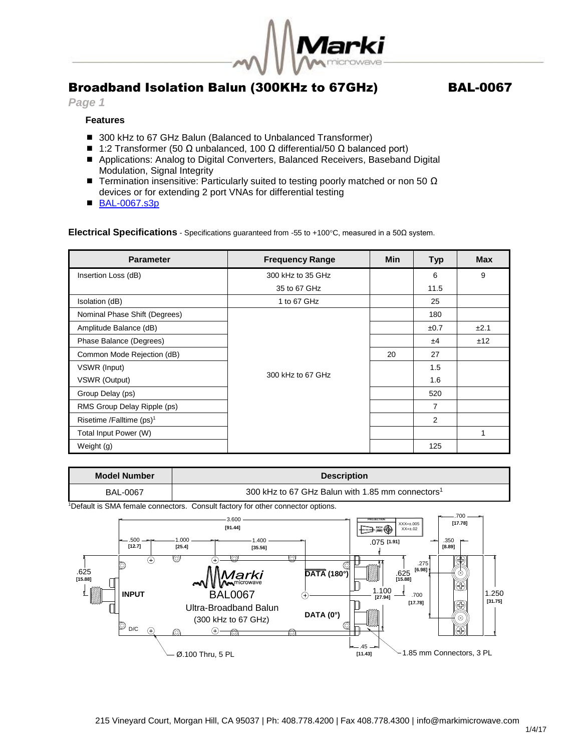# Broadband Isolation Balun (300KHz to 67GHz) BAL-0067

*Page 1*

### Features

- 300 kHz to 67 GHz Balun (Balanced to Unbalanced Transformer)
- 1:2 Transformer (50 Ω unbalanced, 100 Ω differential/50 Ω balanced port)
- Applications: Analog to Digital Converters, Balanced Receivers, Baseband Digital Modulation, Signal Integrity
- Termination insensitive: Particularly suited to testing poorly matched or non 50 Ω devices or for extending 2 port VNAs for differential testing
- BAL-0067.s3p

**Electrical Specifications** - Specifications guaranteed from -55 to +100°C, measured in a 50Ω system.

| Parameter | Frequency Range | Min | Typ | Max |
|---|---|---|---|---|
| Insertion Loss (dB) | 300 kHz to 35 GHz | | 6 | 9 |
| | 35 to 67 GHz | | 11.5 | |
| Isolation (dB) | 1 to 67 GHz | | 25 | |
| Nominal Phase Shift (Degrees) | 300 kHz to 67 GHz | | 180 | |
| Amplitude Balance (dB) | | | ±0.7 | ±2.1 |
| Phase Balance (Degrees) | | | ±4 | ±12 |
| Common Mode Rejection (dB) | | 20 | 27 | |
| VSWR (Input) | | | 1.5 | |
| VSWR (Output) | | | 1.6 | |
| Group Delay (ps) | | | 520 | |
| RMS Group Delay Ripple (ps) | | | 7 | |
| Risetime /Falltime (ps)[1] | | | 2 | |
| Total Input Power (W) | | | | 1 |
| Weight (g) | | | 125 | |

| Model Number | Description |
|---|---|
| BAL-0067 | 300 kHz to 67 GHz Balun with 1.85 mm connectors[1] |

[1]Default is SMA female connectors. Consult factory for other connector options.

3.600 [91.44]; .500 [12.7]; 1.000 [25.4]; 1.400 [35.56]; .075 [1.91]; .700 [17.78]; .350 [8.89]; .625 [15.88]; .275 [6.98]; .625 [15.88]; 1.100 [27.94]; .700 [17.78]; 1.250 [31.75]; .45 [11.43]

INPUT; DATA (180°); DATA (0°); D/C

Marki microwave BAL0067 Ultra-Broadband Balun (300 kHz to 67 GHz)

PROJECTION INCH [MM]; XXX=±.005 XX=±.02

Ø.100 Thru, 5 PL

1.85 mm Connectors, 3 PL

215 Vineyard Court, Morgan Hill, CA 95037 | Ph: 408.778.4200 | Fax 408.778.4300 | info@markimicrowave.com

1/4/17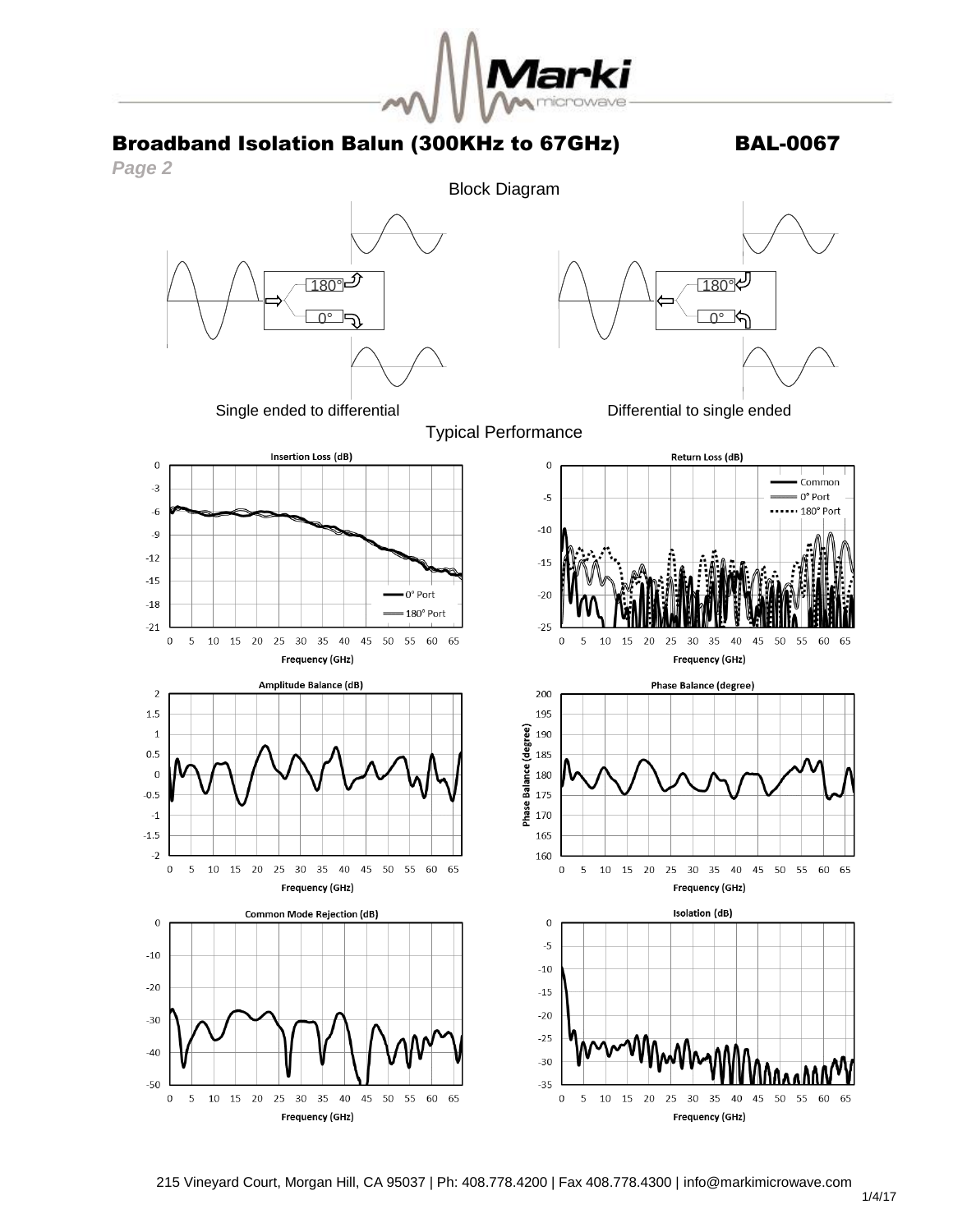# Broadband Isolation Balun (300KHz to 67GHz) BAL-0067

*Page 2*

## Block Diagram

Single ended to differential

Differential to single ended

## Typical Performance

Insertion Loss (dB)

Return Loss (dB)

Amplitude Balance (dB)

Phase Balance (degree)

Common Mode Rejection (dB)

Isolation (dB)

215 Vineyard Court, Morgan Hill, CA 95037 | Ph: 408.778.4200 | Fax 408.778.4300 | info@markimicrowave.com

1/4/17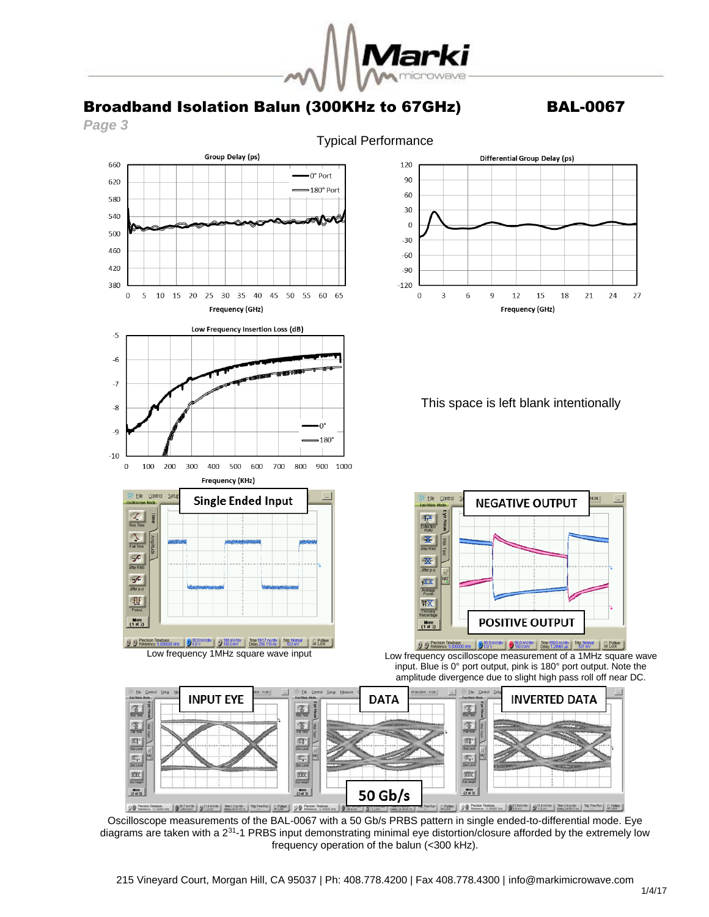# Broadband Isolation Balun (300KHz to 67GHz) BAL-0067

*Page 3*

## Typical Performance

This space is left blank intentionally

Low frequency 1MHz square wave input

Low frequency oscilloscope measurement of a 1MHz square wave input. Blue is 0° port output, pink is 180° port output. Note the amplitude divergence due to slight high pass roll off near DC.

Oscilloscope measurements of the BAL-0067 with a 50 Gb/s PRBS pattern in single ended-to-differential mode. Eye diagrams are taken with a $2^{31}$-1 PRBS input demonstrating minimal eye distortion/closure afforded by the extremely low frequency operation of the balun (<300 kHz).

215 Vineyard Court, Morgan Hill, CA 95037 | Ph: 408.778.4200 | Fax 408.778.4300 | info@markimicrowave.com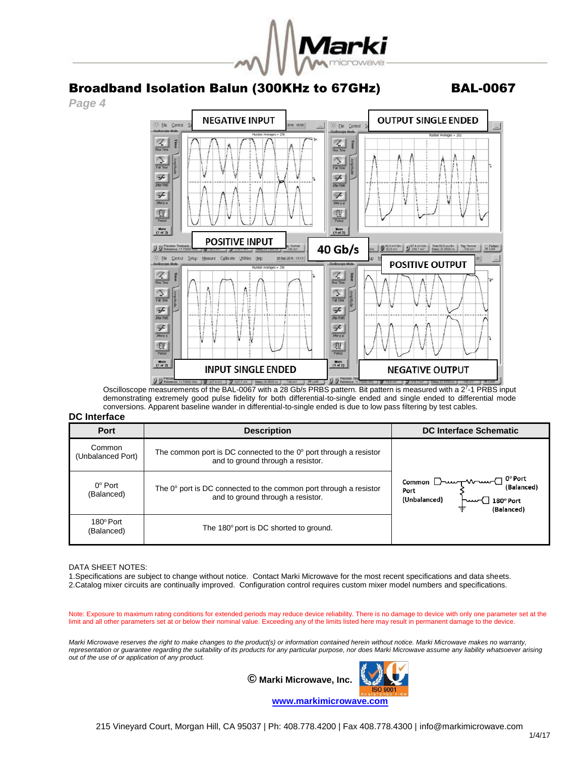# Broadband Isolation Balun (300KHz to 67GHz) BAL-0067

NEGATIVE INPUT

OUTPUT SINGLE ENDED

POSITIVE INPUT

40 Gb/s

POSITIVE OUTPUT

INPUT SINGLE ENDED

NEGATIVE OUTPUT

Oscilloscope measurements of the BAL-0067 with a 28 Gb/s PRBS pattern. Bit pattern is measured with a $2^7$-1 PRBS input demonstrating extremely good pulse fidelity for both differential-to-single ended and single ended to differential mode conversions. Apparent baseline wander in differential-to-single ended is due to low pass filtering by test cables.

## DC Interface

| Port | Description | DC Interface Schematic |
|---|---|---|
| Common (Unbalanced Port) | The common port is DC connected to the 0° port through a resistor and to ground through a resistor. | Common Port (Unbalanced) — 0° Port (Balanced) — 180° Port (Balanced) |
| 0° Port (Balanced) | The 0° port is DC connected to the common port through a resistor and to ground through a resistor. | |
| 180° Port (Balanced) | The 180° port is DC shorted to ground. | |

DATA SHEET NOTES:

1.Specifications are subject to change without notice. Contact Marki Microwave for the most recent specifications and data sheets.
2.Catalog mixer circuits are continually improved. Configuration control requires custom mixer model numbers and specifications.

Note: Exposure to maximum rating conditions for extended periods may reduce device reliability. There is no damage to device with only one parameter set at the limit and all other parameters set at or below their nominal value. Exceeding any of the limits listed here may result in permanent damage to the device.

*Marki Microwave reserves the right to make changes to the product(s) or information contained herein without notice. Marki Microwave makes no warranty, representation or guarantee regarding the suitability of its products for any particular purpose, nor does Marki Microwave assume any liability whatsoever arising out of the use of or application of any product.*

© Marki Microwave, Inc.

ISO 9001 REGISTERED FIRM

www.markimicrowave.com

215 Vineyard Court, Morgan Hill, CA 95037 | Ph: 408.778.4200 | Fax 408.778.4300 | info@markimicrowave.com

1/4/17